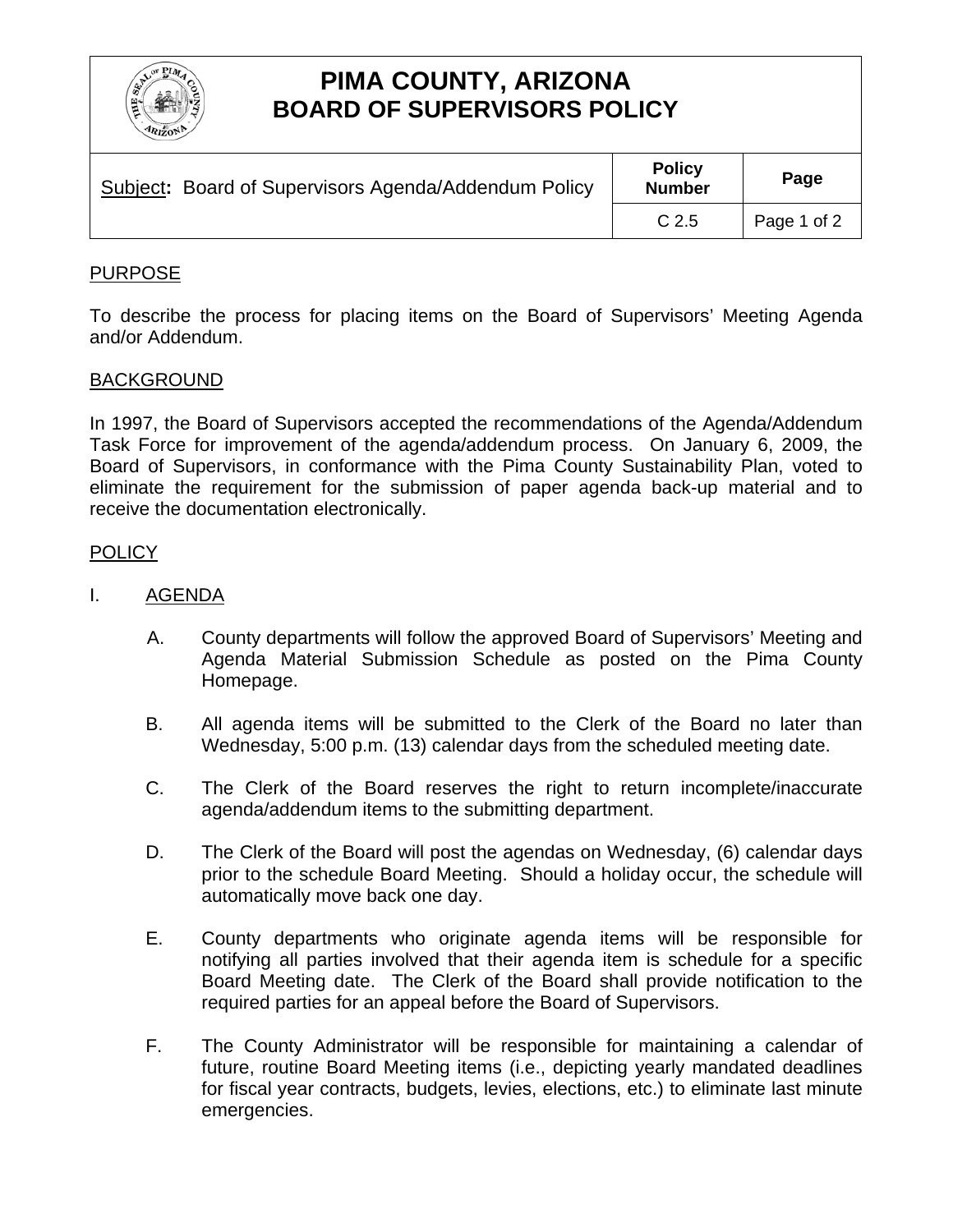# PIMA COUNTY, ARIZONA
# BOARD OF SUPERVISORS POLICY

| Subject: Board of Supervisors Agenda/Addendum Policy | Policy Number | Page |
|---|---|---|
| | C 2.5 | Page 1 of 2 |

## PURPOSE

To describe the process for placing items on the Board of Supervisors' Meeting Agenda and/or Addendum.

## BACKGROUND

In 1997, the Board of Supervisors accepted the recommendations of the Agenda/Addendum Task Force for improvement of the agenda/addendum process. On January 6, 2009, the Board of Supervisors, in conformance with the Pima County Sustainability Plan, voted to eliminate the requirement for the submission of paper agenda back-up material and to receive the documentation electronically.

## POLICY

### I. AGENDA

A. County departments will follow the approved Board of Supervisors' Meeting and Agenda Material Submission Schedule as posted on the Pima County Homepage.

B. All agenda items will be submitted to the Clerk of the Board no later than Wednesday, 5:00 p.m. (13) calendar days from the scheduled meeting date.

C. The Clerk of the Board reserves the right to return incomplete/inaccurate agenda/addendum items to the submitting department.

D. The Clerk of the Board will post the agendas on Wednesday, (6) calendar days prior to the schedule Board Meeting. Should a holiday occur, the schedule will automatically move back one day.

E. County departments who originate agenda items will be responsible for notifying all parties involved that their agenda item is schedule for a specific Board Meeting date. The Clerk of the Board shall provide notification to the required parties for an appeal before the Board of Supervisors.

F. The County Administrator will be responsible for maintaining a calendar of future, routine Board Meeting items (i.e., depicting yearly mandated deadlines for fiscal year contracts, budgets, levies, elections, etc.) to eliminate last minute emergencies.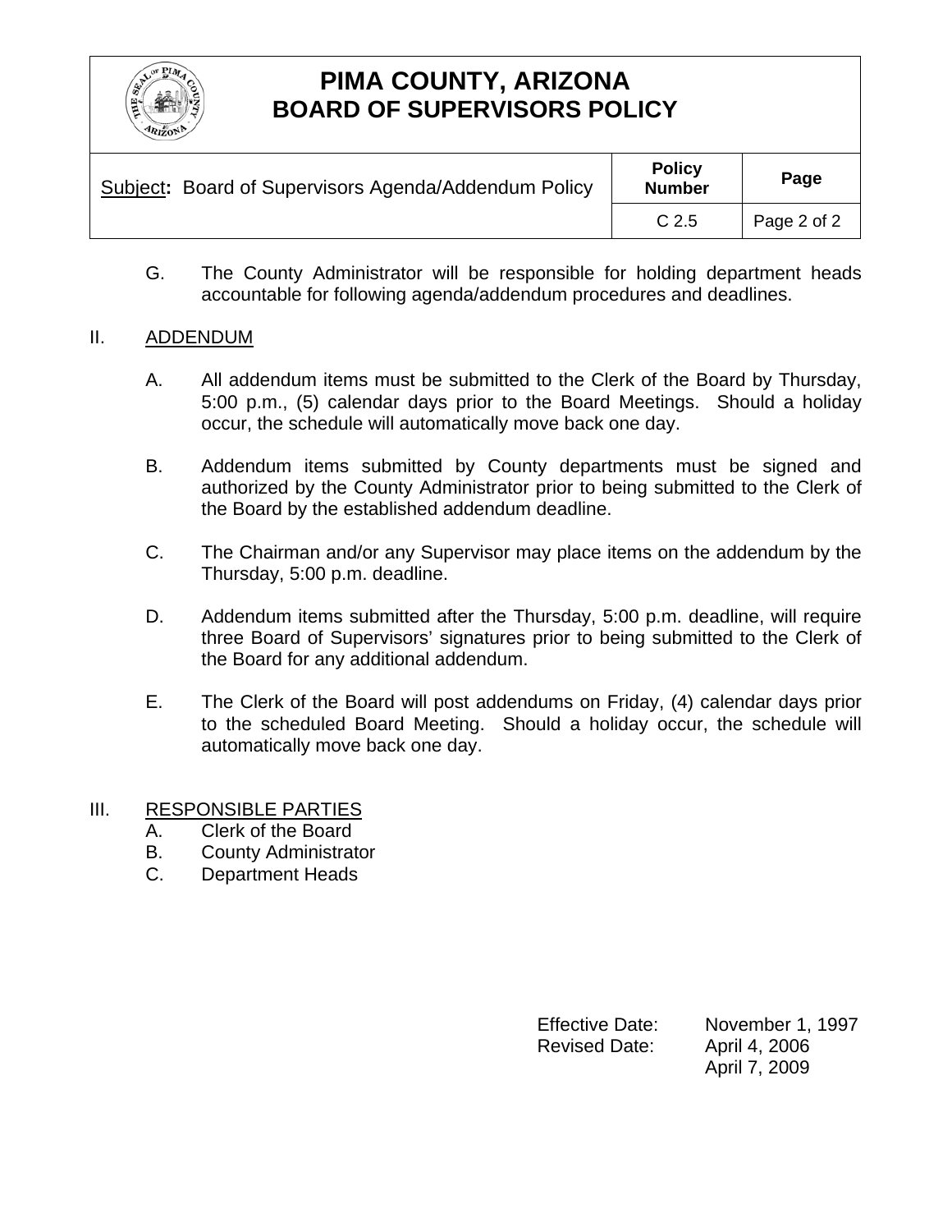G. The County Administrator will be responsible for holding department heads accountable for following agenda/addendum procedures and deadlines.

## II. ADDENDUM

A. All addendum items must be submitted to the Clerk of the Board by Thursday, 5:00 p.m., (5) calendar days prior to the Board Meetings. Should a holiday occur, the schedule will automatically move back one day.

B. Addendum items submitted by County departments must be signed and authorized by the County Administrator prior to being submitted to the Clerk of the Board by the established addendum deadline.

C. The Chairman and/or any Supervisor may place items on the addendum by the Thursday, 5:00 p.m. deadline.

D. Addendum items submitted after the Thursday, 5:00 p.m. deadline, will require three Board of Supervisors' signatures prior to being submitted to the Clerk of the Board for any additional addendum.

E. The Clerk of the Board will post addendums on Friday, (4) calendar days prior to the scheduled Board Meeting. Should a holiday occur, the schedule will automatically move back one day.

## III. RESPONSIBLE PARTIES

A. Clerk of the Board
B. County Administrator
C. Department Heads

Effective Date: November 1, 1997
Revised Date: April 4, 2006
April 7, 2009